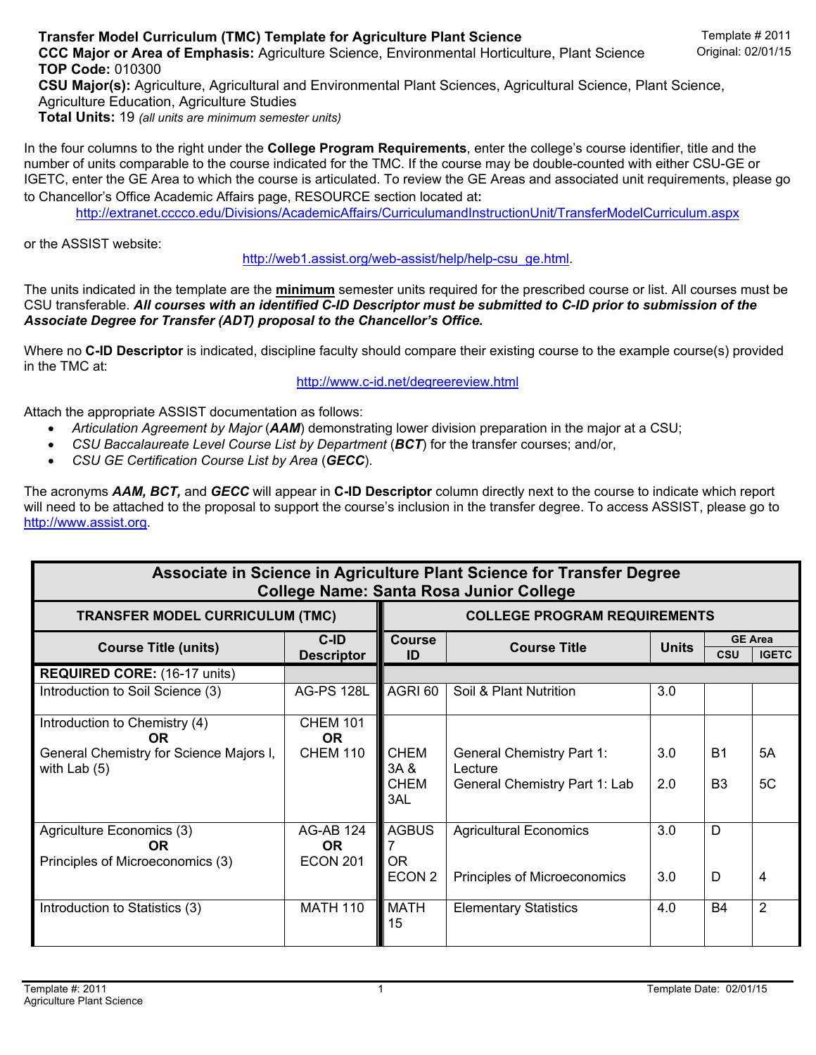**Transfer Model Curriculum (TMC) Template for Agriculture Plant Science**
**CCC Major or Area of Emphasis:** Agriculture Science, Environmental Horticulture, Plant Science
**TOP Code:** 010300
**CSU Major(s):** Agriculture, Agricultural and Environmental Plant Sciences, Agricultural Science, Plant Science, Agriculture Education, Agriculture Studies
**Total Units:** 19 *(all units are minimum semester units)*

Template # 2011
Original: 02/01/15

In the four columns to the right under the **College Program Requirements**, enter the college's course identifier, title and the number of units comparable to the course indicated for the TMC. If the course may be double-counted with either CSU-GE or IGETC, enter the GE Area to which the course is articulated. To review the GE Areas and associated unit requirements, please go to Chancellor's Office Academic Affairs page, RESOURCE section located at**:**

http://extranet.cccco.edu/Divisions/AcademicAffairs/CurriculumandInstructionUnit/TransferModelCurriculum.aspx

or the ASSIST website:

http://web1.assist.org/web-assist/help/help-csu_ge.html.

The units indicated in the template are the **minimum** semester units required for the prescribed course or list. All courses must be CSU transferable. ***All courses with an identified C-ID Descriptor must be submitted to C-ID prior to submission of the Associate Degree for Transfer (ADT) proposal to the Chancellor's Office.***

Where no **C-ID Descriptor** is indicated, discipline faculty should compare their existing course to the example course(s) provided in the TMC at:

http://www.c-id.net/degreereview.html

Attach the appropriate ASSIST documentation as follows:

- *Articulation Agreement by Major* (***AAM***) demonstrating lower division preparation in the major at a CSU;
- *CSU Baccalaureate Level Course List by Department* (***BCT***) for the transfer courses; and/or,
- *CSU GE Certification Course List by Area* (***GECC***).

The acronyms ***AAM, BCT,*** and ***GECC*** will appear in **C-ID Descriptor** column directly next to the course to indicate which report will need to be attached to the proposal to support the course's inclusion in the transfer degree. To access ASSIST, please go to http://www.assist.org.

| **Associate in Science in Agriculture Plant Science for Transfer Degree<br>College Name: Santa Rosa Junior College** | | | | | | |
|---|---|---|---|---|---|---|
| **TRANSFER MODEL CURRICULUM (TMC)** | | **COLLEGE PROGRAM REQUIREMENTS** | | | | |
| **Course Title (units)** | **C-ID Descriptor** | **Course ID** | **Course Title** | **Units** | **GE Area** | |
| | | | | | **CSU** | **IGETC** |
| **REQUIRED CORE:** (16-17 units) | | | | | | |
| Introduction to Soil Science (3) | AG-PS 128L | AGRI 60 | Soil & Plant Nutrition | 3.0 | | |
| Introduction to Chemistry (4)<br>**OR**<br>General Chemistry for Science Majors I, with Lab (5) | CHEM 101<br>**OR**<br>CHEM 110 | CHEM 3A &<br>CHEM 3AL | General Chemistry Part 1: Lecture<br>General Chemistry Part 1: Lab | 3.0<br>2.0 | B1<br>B3 | 5A<br>5C |
| Agriculture Economics (3)<br>**OR**<br>Principles of Microeconomics (3) | AG-AB 124<br>**OR**<br>ECON 201 | AGBUS 7<br>OR<br>ECON 2 | Agricultural Economics<br>Principles of Microeconomics | 3.0<br>3.0 | D<br>D | <br>4 |
| Introduction to Statistics (3) | MATH 110 | MATH 15 | Elementary Statistics | 4.0 | B4 | 2 |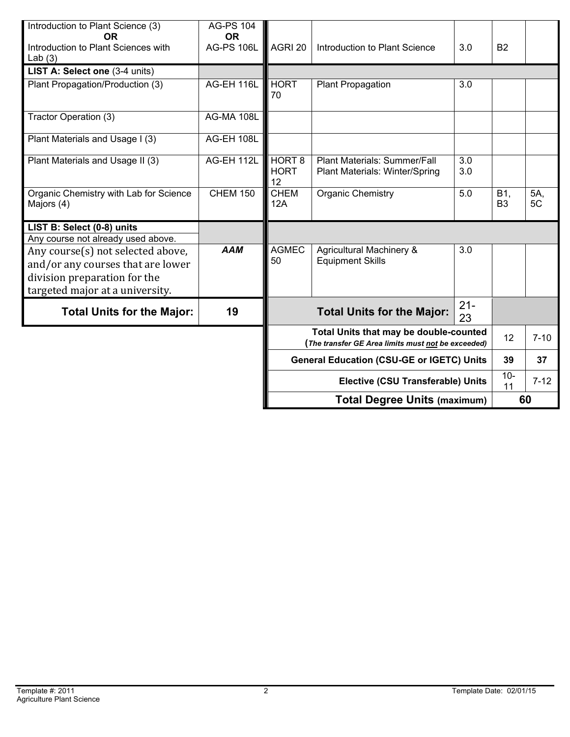| | | | | | | |
|---|---|---|---|---|---|---|
| Introduction to Plant Science (3) **OR** Introduction to Plant Sciences with Lab (3) | AG-PS 104 **OR** AG-PS 106L | AGRI 20 | Introduction to Plant Science | 3.0 | B2 | |
| **LIST A: Select one** (3-4 units) | | | | | | |
| Plant Propagation/Production (3) | AG-EH 116L | HORT 70 | Plant Propagation | 3.0 | | |
| Tractor Operation (3) | AG-MA 108L | | | | | |
| Plant Materials and Usage I (3) | AG-EH 108L | | | | | |
| Plant Materials and Usage II (3) | AG-EH 112L | HORT 8 HORT 12 | Plant Materials: Summer/Fall Plant Materials: Winter/Spring | 3.0 3.0 | | |
| Organic Chemistry with Lab for Science Majors (4) | CHEM 150 | CHEM 12A | Organic Chemistry | 5.0 | B1, B3 | 5A, 5C |
| **LIST B: Select (0-8) units** Any course not already used above. | | | | | | |
| Any course(s) not selected above, and/or any courses that are lower division preparation for the targeted major at a university. | ***AAM*** | AGMEC 50 | Agricultural Machinery & Equipment Skills | 3.0 | | |
| **Total Units for the Major:** | **19** | | **Total Units for the Major:** | 21-23 | | |
| | | | **Total Units that may be double-counted** (*The transfer GE Area limits must not be exceeded*) | | 12 | 7-10 |
| | | | **General Education (CSU-GE or IGETC) Units** | | **39** | **37** |
| | | | **Elective (CSU Transferable) Units** | | 10-11 | 7-12 |
| | | | **Total Degree Units (maximum)** | | **60** | |

Template #: 2011
Agriculture Plant Science

Template Date: 02/01/15